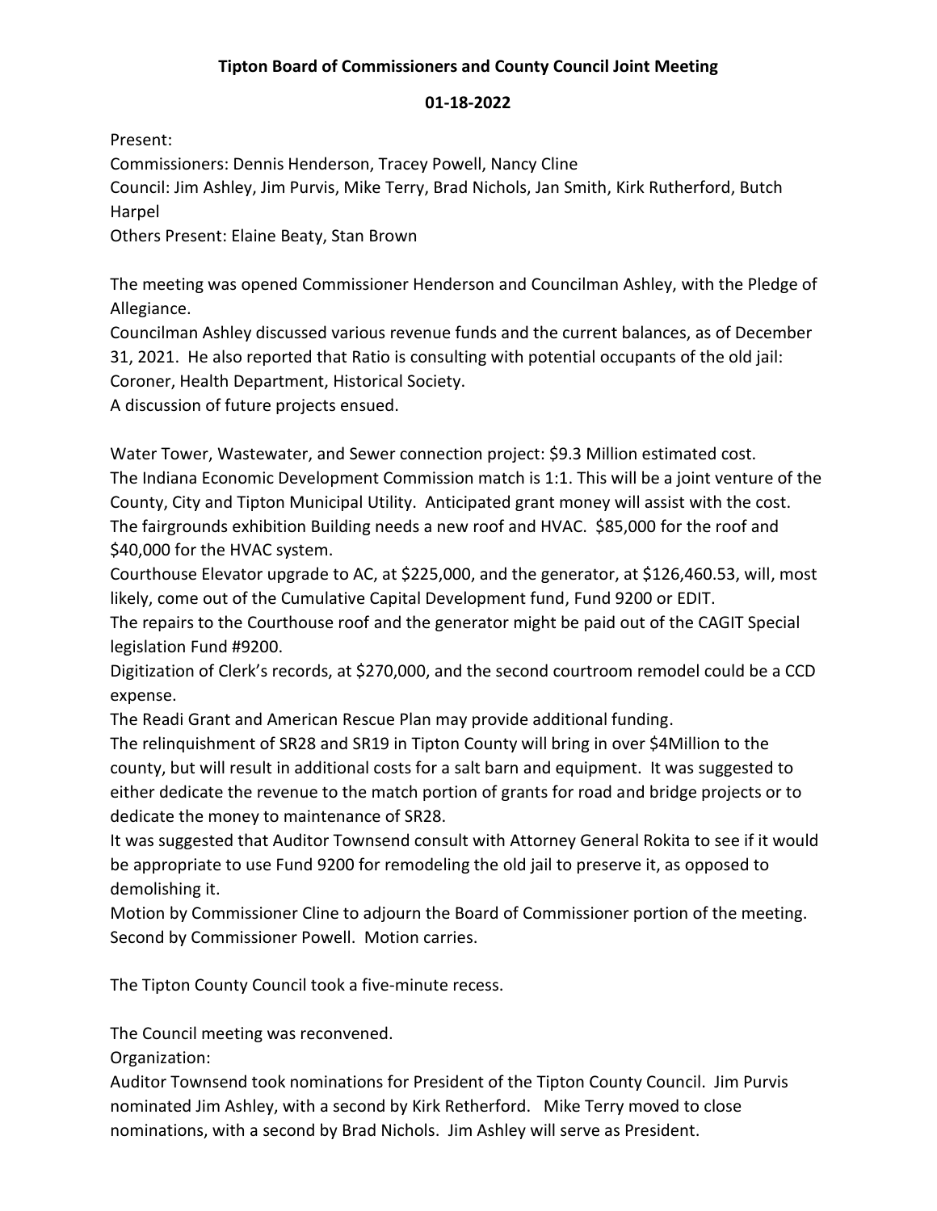**Tipton Board of Commissioners and County Council Joint Meeting**

**01-18-2022**

Present:
Commissioners: Dennis Henderson, Tracey Powell, Nancy Cline
Council: Jim Ashley, Jim Purvis, Mike Terry, Brad Nichols, Jan Smith, Kirk Rutherford, Butch Harpel
Others Present: Elaine Beaty, Stan Brown

The meeting was opened Commissioner Henderson and Councilman Ashley, with the Pledge of Allegiance.
Councilman Ashley discussed various revenue funds and the current balances, as of December 31, 2021. He also reported that Ratio is consulting with potential occupants of the old jail: Coroner, Health Department, Historical Society.
A discussion of future projects ensued.

Water Tower, Wastewater, and Sewer connection project: $9.3 Million estimated cost.
The Indiana Economic Development Commission match is 1:1. This will be a joint venture of the County, City and Tipton Municipal Utility. Anticipated grant money will assist with the cost.
The fairgrounds exhibition Building needs a new roof and HVAC. $85,000 for the roof and $40,000 for the HVAC system.
Courthouse Elevator upgrade to AC, at $225,000, and the generator, at $126,460.53, will, most likely, come out of the Cumulative Capital Development fund, Fund 9200 or EDIT.
The repairs to the Courthouse roof and the generator might be paid out of the CAGIT Special legislation Fund #9200.
Digitization of Clerk's records, at $270,000, and the second courtroom remodel could be a CCD expense.
The Readi Grant and American Rescue Plan may provide additional funding.
The relinquishment of SR28 and SR19 in Tipton County will bring in over $4Million to the county, but will result in additional costs for a salt barn and equipment. It was suggested to either dedicate the revenue to the match portion of grants for road and bridge projects or to dedicate the money to maintenance of SR28.
It was suggested that Auditor Townsend consult with Attorney General Rokita to see if it would be appropriate to use Fund 9200 for remodeling the old jail to preserve it, as opposed to demolishing it.
Motion by Commissioner Cline to adjourn the Board of Commissioner portion of the meeting. Second by Commissioner Powell. Motion carries.

The Tipton County Council took a five-minute recess.

The Council meeting was reconvened.
Organization:
Auditor Townsend took nominations for President of the Tipton County Council. Jim Purvis nominated Jim Ashley, with a second by Kirk Retherford. Mike Terry moved to close nominations, with a second by Brad Nichols. Jim Ashley will serve as President.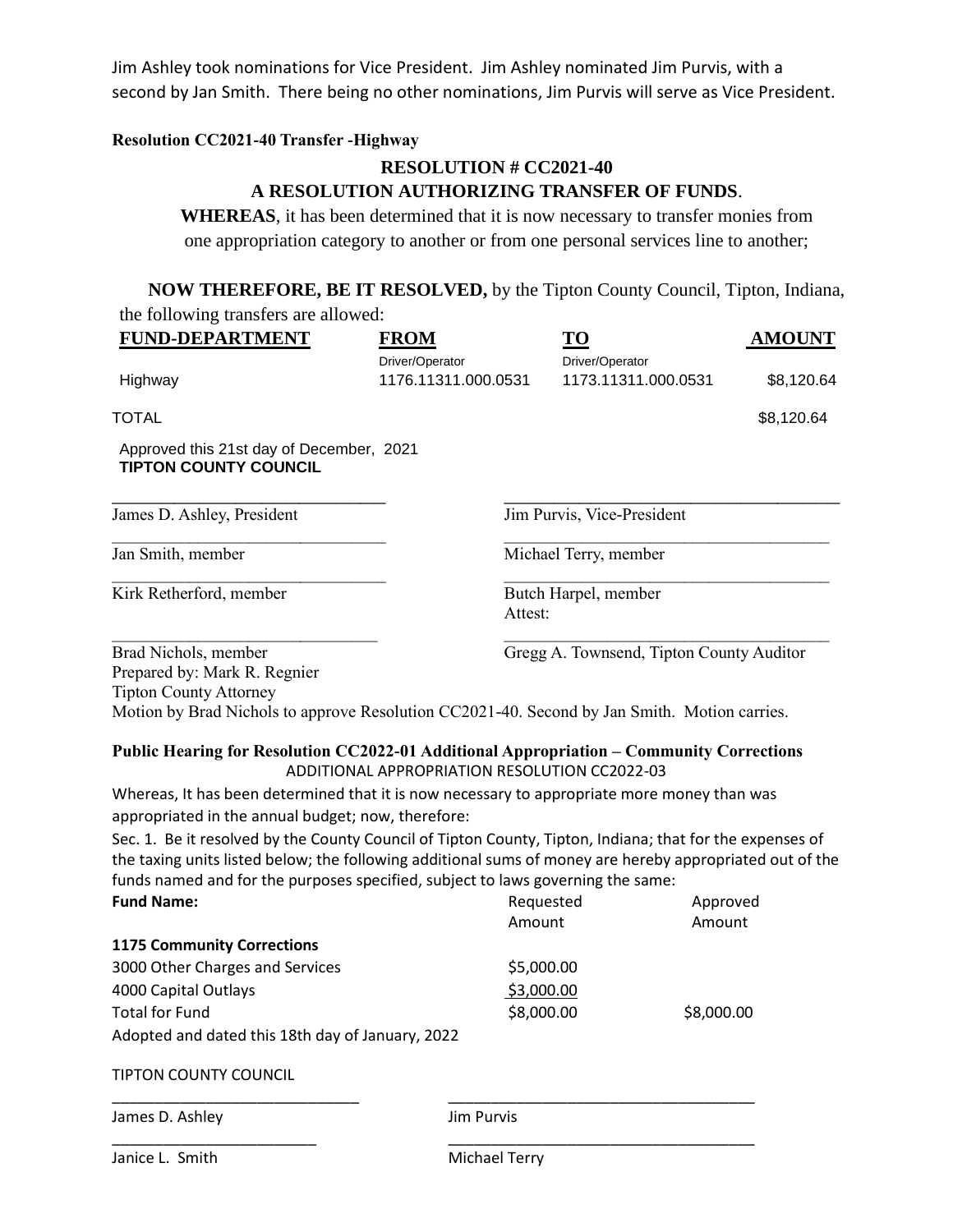Jim Ashley took nominations for Vice President. Jim Ashley nominated Jim Purvis, with a second by Jan Smith. There being no other nominations, Jim Purvis will serve as Vice President.

**Resolution CC2021-40 Transfer -Highway**

**RESOLUTION # CC2021-40**

**A RESOLUTION AUTHORIZING TRANSFER OF FUNDS**.

**WHEREAS**, it has been determined that it is now necessary to transfer monies from one appropriation category to another or from one personal services line to another;

**NOW THEREFORE, BE IT RESOLVED,** by the Tipton County Council, Tipton, Indiana, the following transfers are allowed:

| FUND-DEPARTMENT | FROM | TO | AMOUNT |
|---|---|---|---|
| Highway | Driver/Operator 1176.11311.000.0531 | Driver/Operator 1173.11311.000.0531 | $8,120.64 |
| TOTAL | | | $8,120.64 |

Approved this 21st day of December, 2021
**TIPTON COUNTY COUNCIL**

| | |
|---|---|
| James D. Ashley, President | Jim Purvis, Vice-President |
| Jan Smith, member | Michael Terry, member |
| Kirk Retherford, member | Butch Harpel, member |
| | Attest: |
| Brad Nichols, member | Gregg A. Townsend, Tipton County Auditor |

Prepared by: Mark R. Regnier
Tipton County Attorney

Motion by Brad Nichols to approve Resolution CC2021-40. Second by Jan Smith. Motion carries.

**Public Hearing for Resolution CC2022-01 Additional Appropriation – Community Corrections**

ADDITIONAL APPROPRIATION RESOLUTION CC2022-03

Whereas, It has been determined that it is now necessary to appropriate more money than was appropriated in the annual budget; now, therefore:

Sec. 1. Be it resolved by the County Council of Tipton County, Tipton, Indiana; that for the expenses of the taxing units listed below; the following additional sums of money are hereby appropriated out of the funds named and for the purposes specified, subject to laws governing the same:

| Fund Name: | Requested Amount | Approved Amount |
|---|---|---|
| **1175 Community Corrections** | | |
| 3000 Other Charges and Services | $5,000.00 | |
| 4000 Capital Outlays | $3,000.00 | |
| Total for Fund | $8,000.00 | $8,000.00 |

Adopted and dated this 18th day of January, 2022

TIPTON COUNTY COUNCIL

| | |
|---|---|
| James D. Ashley | Jim Purvis |
| Janice L. Smith | Michael Terry |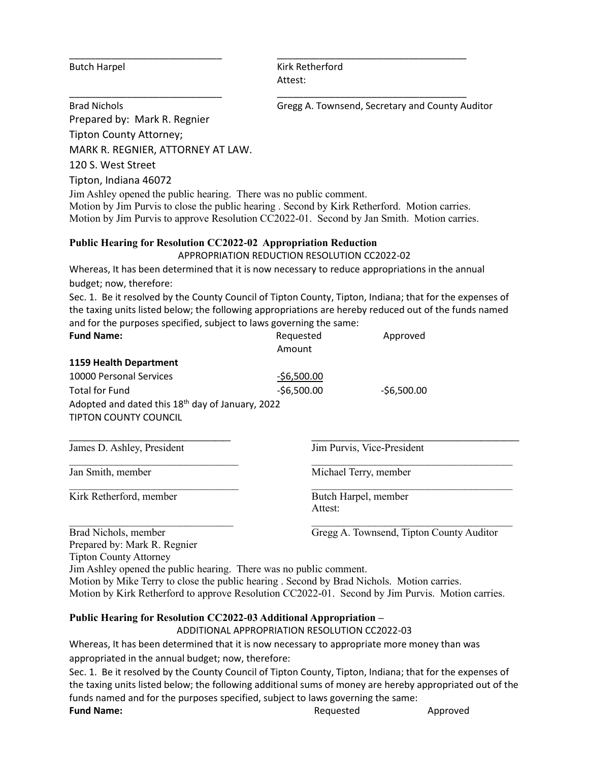| | |
|---|---|
| \_\_\_\_\_\_\_\_\_\_\_\_\_\_\_\_\_\_\_\_\_\_\_\_\_\_\_\_ | \_\_\_\_\_\_\_\_\_\_\_\_\_\_\_\_\_\_\_\_\_\_\_\_\_\_\_\_\_\_\_\_\_\_\_\_ |
| Butch Harpel | Kirk Retherford |
| | Attest: |
| \_\_\_\_\_\_\_\_\_\_\_\_\_\_\_\_\_\_\_\_\_\_\_\_\_\_\_\_ | \_\_\_\_\_\_\_\_\_\_\_\_\_\_\_\_\_\_\_\_\_\_\_\_\_\_\_\_\_\_\_\_\_\_\_\_ |
| Brad Nichols | Gregg A. Townsend, Secretary and County Auditor |

Prepared by: Mark R. Regnier
Tipton County Attorney;
MARK R. REGNIER, ATTORNEY AT LAW.
120 S. West Street
Tipton, Indiana 46072

Jim Ashley opened the public hearing. There was no public comment.
Motion by Jim Purvis to close the public hearing . Second by Kirk Retherford. Motion carries.
Motion by Jim Purvis to approve Resolution CC2022-01. Second by Jan Smith. Motion carries.

**Public Hearing for Resolution CC2022-02 Appropriation Reduction**

APPROPRIATION REDUCTION RESOLUTION CC2022-02

Whereas, It has been determined that it is now necessary to reduce appropriations in the annual budget; now, therefore:

Sec. 1. Be it resolved by the County Council of Tipton County, Tipton, Indiana; that for the expenses of the taxing units listed below; the following appropriations are hereby reduced out of the funds named and for the purposes specified, subject to laws governing the same:

| **Fund Name:** | Requested Amount | Approved |
|---|---|---|
| **1159 Health Department** | | |
| 10000 Personal Services | -$6,500.00 | |
| Total for Fund | -$6,500.00 | -$6,500.00 |

Adopted and dated this 18th day of January, 2022
TIPTON COUNTY COUNCIL

| | |
|---|---|
| \_\_\_\_\_\_\_\_\_\_\_\_\_\_\_\_\_\_\_\_\_\_\_\_\_\_\_\_ | \_\_\_\_\_\_\_\_\_\_\_\_\_\_\_\_\_\_\_\_\_\_\_\_\_\_\_\_\_\_\_\_\_\_\_\_ |
| James D. Ashley, President | Jim Purvis, Vice-President |
| \_\_\_\_\_\_\_\_\_\_\_\_\_\_\_\_\_\_\_\_\_\_\_\_\_\_\_\_ | \_\_\_\_\_\_\_\_\_\_\_\_\_\_\_\_\_\_\_\_\_\_\_\_\_\_\_\_\_\_\_\_\_\_\_\_ |
| Jan Smith, member | Michael Terry, member |
| \_\_\_\_\_\_\_\_\_\_\_\_\_\_\_\_\_\_\_\_\_\_\_\_\_\_\_\_ | \_\_\_\_\_\_\_\_\_\_\_\_\_\_\_\_\_\_\_\_\_\_\_\_\_\_\_\_\_\_\_\_\_\_\_\_ |
| Kirk Retherford, member | Butch Harpel, member |
| | Attest: |
| \_\_\_\_\_\_\_\_\_\_\_\_\_\_\_\_\_\_\_\_\_\_\_\_\_\_\_\_ | \_\_\_\_\_\_\_\_\_\_\_\_\_\_\_\_\_\_\_\_\_\_\_\_\_\_\_\_\_\_\_\_\_\_\_\_ |
| Brad Nichols, member | Gregg A. Townsend, Tipton County Auditor |

Prepared by: Mark R. Regnier
Tipton County Attorney

Jim Ashley opened the public hearing. There was no public comment.
Motion by Mike Terry to close the public hearing . Second by Brad Nichols. Motion carries.
Motion by Kirk Retherford to approve Resolution CC2022-01. Second by Jim Purvis. Motion carries.

**Public Hearing for Resolution CC2022-03 Additional Appropriation –**

ADDITIONAL APPROPRIATION RESOLUTION CC2022-03

Whereas, It has been determined that it is now necessary to appropriate more money than was appropriated in the annual budget; now, therefore:

Sec. 1. Be it resolved by the County Council of Tipton County, Tipton, Indiana; that for the expenses of the taxing units listed below; the following additional sums of money are hereby appropriated out of the funds named and for the purposes specified, subject to laws governing the same:

| **Fund Name:** | Requested | Approved |
|---|---|---|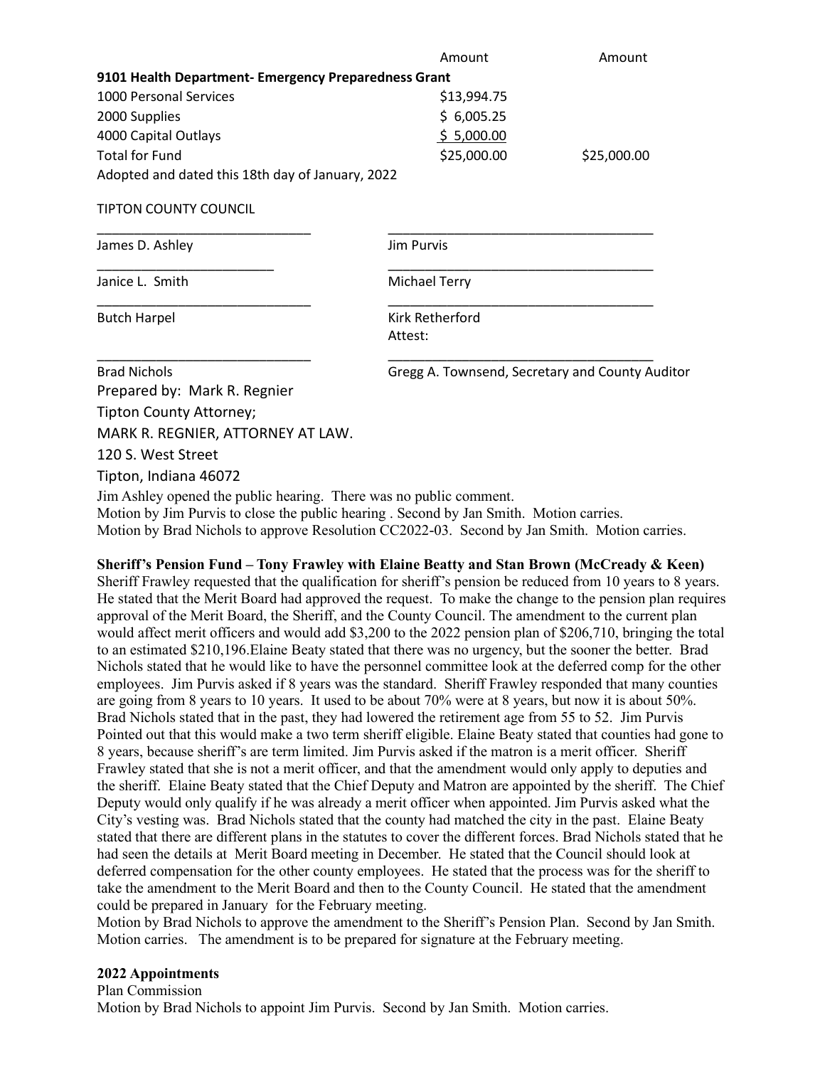| | Amount | Amount |
|---|---|---|
| **9101 Health Department- Emergency Preparedness Grant** | | |
| 1000 Personal Services | $13,994.75 | |
| 2000 Supplies | $ 6,005.25 | |
| 4000 Capital Outlays | $ 5,000.00 | |
| Total for Fund | $25,000.00 | $25,000.00 |

Adopted and dated this 18th day of January, 2022

TIPTON COUNTY COUNCIL

| | |
|---|---|
| _____________________________ | ____________________________________ |
| James D. Ashley | Jim Purvis |
| ________________________ | ____________________________________ |
| Janice L. Smith | Michael Terry |
| _____________________________ | ____________________________________ |
| Butch Harpel | Kirk Retherford |
| | Attest: |
| _____________________________ | ____________________________________ |
| Brad Nichols | Gregg A. Townsend, Secretary and County Auditor |

Prepared by: Mark R. Regnier

Tipton County Attorney;

MARK R. REGNIER, ATTORNEY AT LAW.

120 S. West Street

Tipton, Indiana 46072

Jim Ashley opened the public hearing. There was no public comment.
Motion by Jim Purvis to close the public hearing . Second by Jan Smith. Motion carries.
Motion by Brad Nichols to approve Resolution CC2022-03. Second by Jan Smith. Motion carries.

**Sheriff's Pension Fund – Tony Frawley with Elaine Beatty and Stan Brown (McCready & Keen)**

Sheriff Frawley requested that the qualification for sheriff's pension be reduced from 10 years to 8 years. He stated that the Merit Board had approved the request. To make the change to the pension plan requires approval of the Merit Board, the Sheriff, and the County Council. The amendment to the current plan would affect merit officers and would add $3,200 to the 2022 pension plan of $206,710, bringing the total to an estimated $210,196.Elaine Beaty stated that there was no urgency, but the sooner the better. Brad Nichols stated that he would like to have the personnel committee look at the deferred comp for the other employees. Jim Purvis asked if 8 years was the standard. Sheriff Frawley responded that many counties are going from 8 years to 10 years. It used to be about 70% were at 8 years, but now it is about 50%. Brad Nichols stated that in the past, they had lowered the retirement age from 55 to 52. Jim Purvis Pointed out that this would make a two term sheriff eligible. Elaine Beaty stated that counties had gone to 8 years, because sheriff's are term limited. Jim Purvis asked if the matron is a merit officer. Sheriff Frawley stated that she is not a merit officer, and that the amendment would only apply to deputies and the sheriff. Elaine Beaty stated that the Chief Deputy and Matron are appointed by the sheriff. The Chief Deputy would only qualify if he was already a merit officer when appointed. Jim Purvis asked what the City's vesting was. Brad Nichols stated that the county had matched the city in the past. Elaine Beaty stated that there are different plans in the statutes to cover the different forces. Brad Nichols stated that he had seen the details at Merit Board meeting in December. He stated that the Council should look at deferred compensation for the other county employees. He stated that the process was for the sheriff to take the amendment to the Merit Board and then to the County Council. He stated that the amendment could be prepared in January for the February meeting.

Motion by Brad Nichols to approve the amendment to the Sheriff's Pension Plan. Second by Jan Smith. Motion carries. The amendment is to be prepared for signature at the February meeting.

**2022 Appointments**

Plan Commission

Motion by Brad Nichols to appoint Jim Purvis. Second by Jan Smith. Motion carries.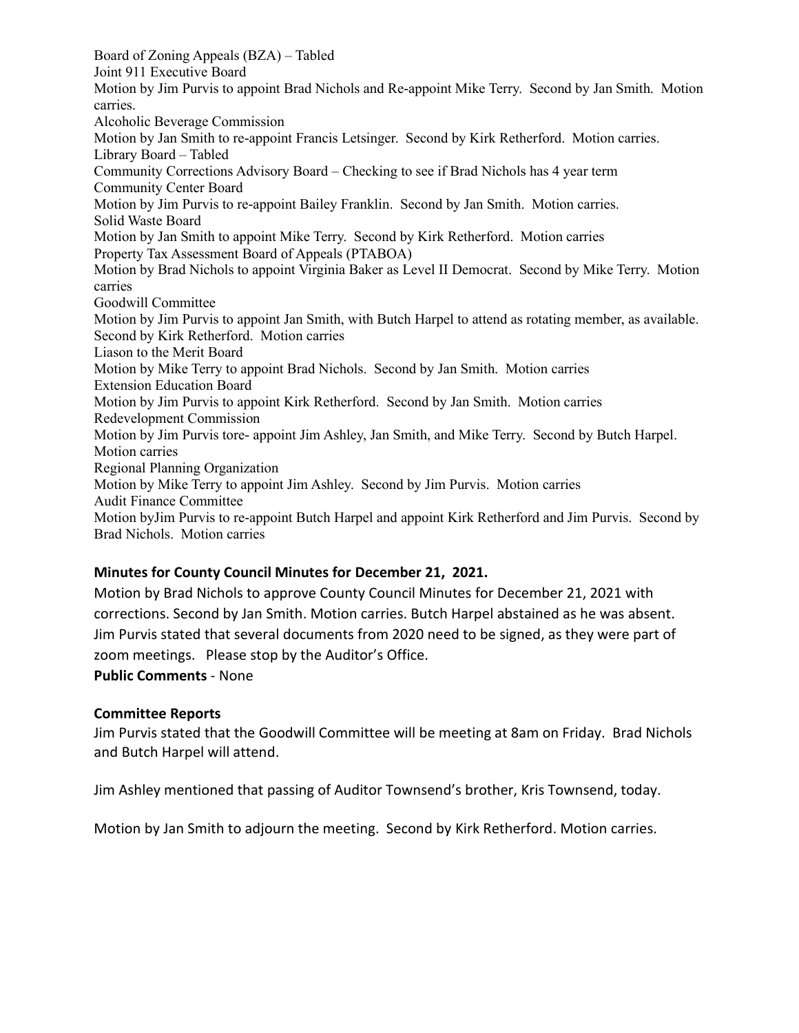Board of Zoning Appeals (BZA) – Tabled
Joint 911 Executive Board
Motion by Jim Purvis to appoint Brad Nichols and Re-appoint Mike Terry. Second by Jan Smith. Motion carries.
Alcoholic Beverage Commission
Motion by Jan Smith to re-appoint Francis Letsinger. Second by Kirk Retherford. Motion carries.
Library Board – Tabled
Community Corrections Advisory Board – Checking to see if Brad Nichols has 4 year term
Community Center Board
Motion by Jim Purvis to re-appoint Bailey Franklin. Second by Jan Smith. Motion carries.
Solid Waste Board
Motion by Jan Smith to appoint Mike Terry. Second by Kirk Retherford. Motion carries
Property Tax Assessment Board of Appeals (PTABOA)
Motion by Brad Nichols to appoint Virginia Baker as Level II Democrat. Second by Mike Terry. Motion carries
Goodwill Committee
Motion by Jim Purvis to appoint Jan Smith, with Butch Harpel to attend as rotating member, as available. Second by Kirk Retherford. Motion carries
Liason to the Merit Board
Motion by Mike Terry to appoint Brad Nichols. Second by Jan Smith. Motion carries
Extension Education Board
Motion by Jim Purvis to appoint Kirk Retherford. Second by Jan Smith. Motion carries
Redevelopment Commission
Motion by Jim Purvis tore- appoint Jim Ashley, Jan Smith, and Mike Terry. Second by Butch Harpel. Motion carries
Regional Planning Organization
Motion by Mike Terry to appoint Jim Ashley. Second by Jim Purvis. Motion carries
Audit Finance Committee
Motion byJim Purvis to re-appoint Butch Harpel and appoint Kirk Retherford and Jim Purvis. Second by Brad Nichols. Motion carries

**Minutes for County Council Minutes for December 21, 2021.**

Motion by Brad Nichols to approve County Council Minutes for December 21, 2021 with corrections. Second by Jan Smith. Motion carries. Butch Harpel abstained as he was absent. Jim Purvis stated that several documents from 2020 need to be signed, as they were part of zoom meetings. Please stop by the Auditor's Office.

**Public Comments** - None

**Committee Reports**

Jim Purvis stated that the Goodwill Committee will be meeting at 8am on Friday. Brad Nichols and Butch Harpel will attend.

Jim Ashley mentioned that passing of Auditor Townsend's brother, Kris Townsend, today.

Motion by Jan Smith to adjourn the meeting. Second by Kirk Retherford. Motion carries.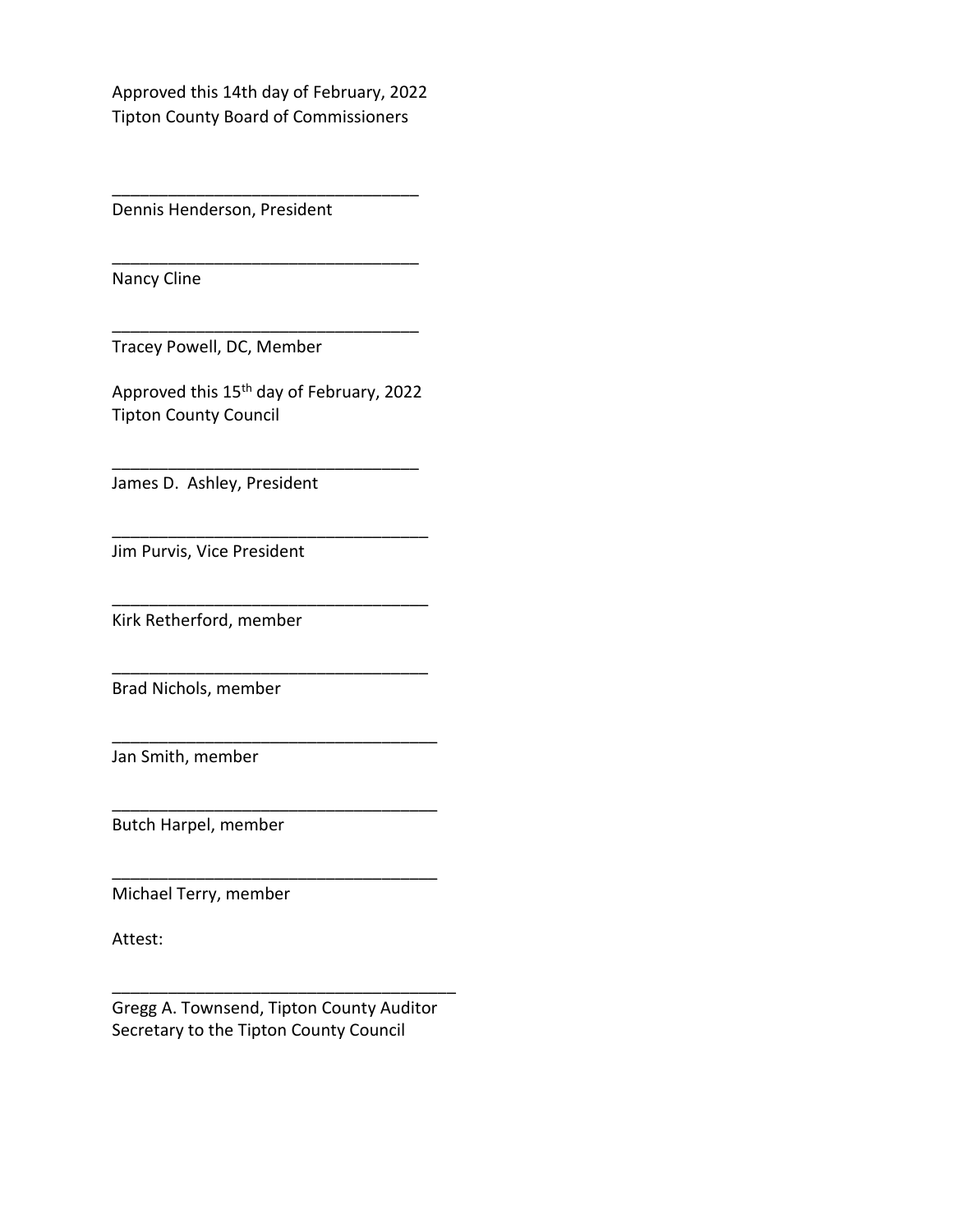Approved this 14th day of February, 2022
Tipton County Board of Commissioners

\_\_\_\_\_\_\_\_\_\_\_\_\_\_\_\_\_\_\_\_\_\_\_\_\_\_\_\_\_\_\_\_\_\_
Dennis Henderson, President

\_\_\_\_\_\_\_\_\_\_\_\_\_\_\_\_\_\_\_\_\_\_\_\_\_\_\_\_\_\_\_\_\_\_
Nancy Cline

\_\_\_\_\_\_\_\_\_\_\_\_\_\_\_\_\_\_\_\_\_\_\_\_\_\_\_\_\_\_\_\_\_\_
Tracey Powell, DC, Member

Approved this 15th day of February, 2022
Tipton County Council

\_\_\_\_\_\_\_\_\_\_\_\_\_\_\_\_\_\_\_\_\_\_\_\_\_\_\_\_\_\_\_\_\_\_
James D. Ashley, President

\_\_\_\_\_\_\_\_\_\_\_\_\_\_\_\_\_\_\_\_\_\_\_\_\_\_\_\_\_\_\_\_\_\_\_
Jim Purvis, Vice President

\_\_\_\_\_\_\_\_\_\_\_\_\_\_\_\_\_\_\_\_\_\_\_\_\_\_\_\_\_\_\_\_\_\_\_
Kirk Retherford, member

\_\_\_\_\_\_\_\_\_\_\_\_\_\_\_\_\_\_\_\_\_\_\_\_\_\_\_\_\_\_\_\_\_\_\_
Brad Nichols, member

\_\_\_\_\_\_\_\_\_\_\_\_\_\_\_\_\_\_\_\_\_\_\_\_\_\_\_\_\_\_\_\_\_\_\_\_
Jan Smith, member

\_\_\_\_\_\_\_\_\_\_\_\_\_\_\_\_\_\_\_\_\_\_\_\_\_\_\_\_\_\_\_\_\_\_\_\_
Butch Harpel, member

\_\_\_\_\_\_\_\_\_\_\_\_\_\_\_\_\_\_\_\_\_\_\_\_\_\_\_\_\_\_\_\_\_\_\_\_
Michael Terry, member

Attest:

\_\_\_\_\_\_\_\_\_\_\_\_\_\_\_\_\_\_\_\_\_\_\_\_\_\_\_\_\_\_\_\_\_\_\_\_\_\_
Gregg A. Townsend, Tipton County Auditor
Secretary to the Tipton County Council